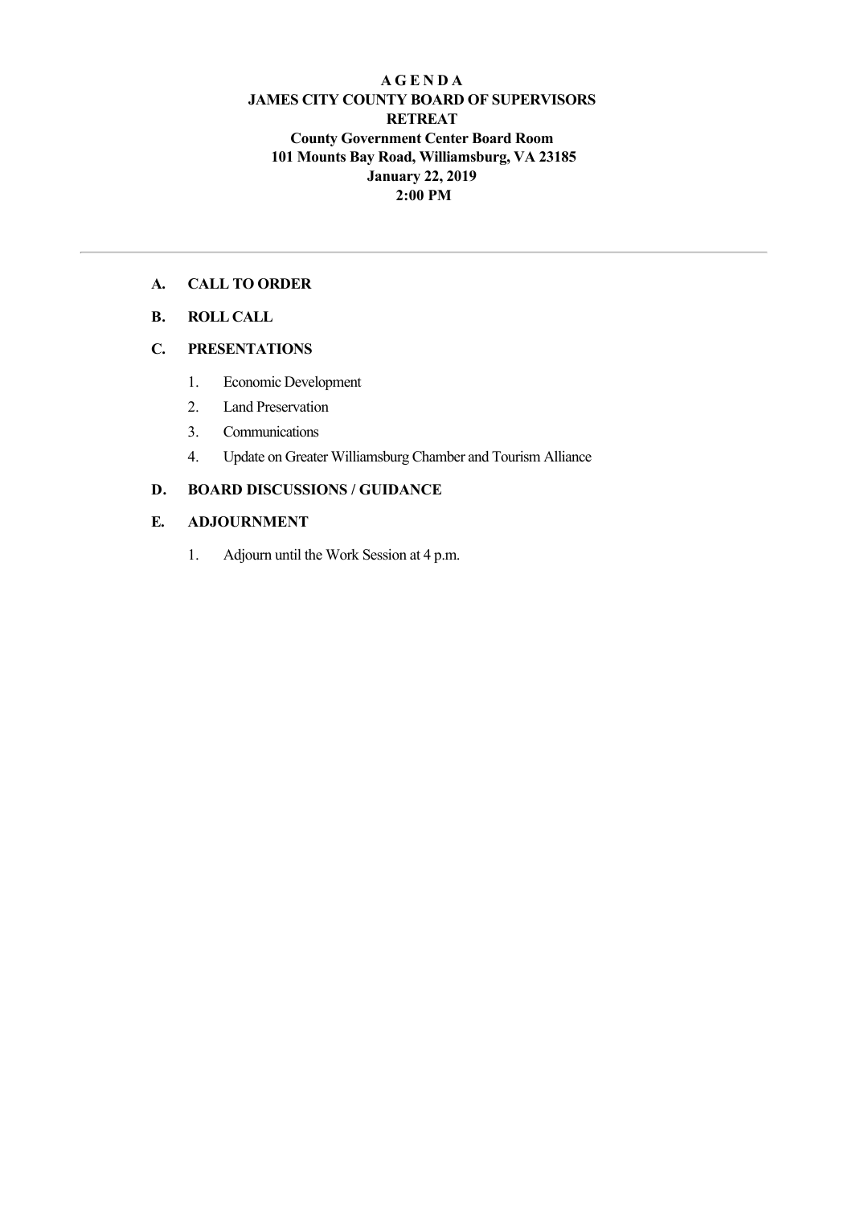# A G E N D A
## JAMES CITY COUNTY BOARD OF SUPERVISORS
## RETREAT
### County Government Center Board Room
### 101 Mounts Bay Road, Williamsburg, VA 23185
### January 22, 2019
### 2:00 PM

---

**A. CALL TO ORDER**

**B. ROLL CALL**

**C. PRESENTATIONS**

1. Economic Development
2. Land Preservation
3. Communications
4. Update on Greater Williamsburg Chamber and Tourism Alliance

**D. BOARD DISCUSSIONS / GUIDANCE**

**E. ADJOURNMENT**

1. Adjourn until the Work Session at 4 p.m.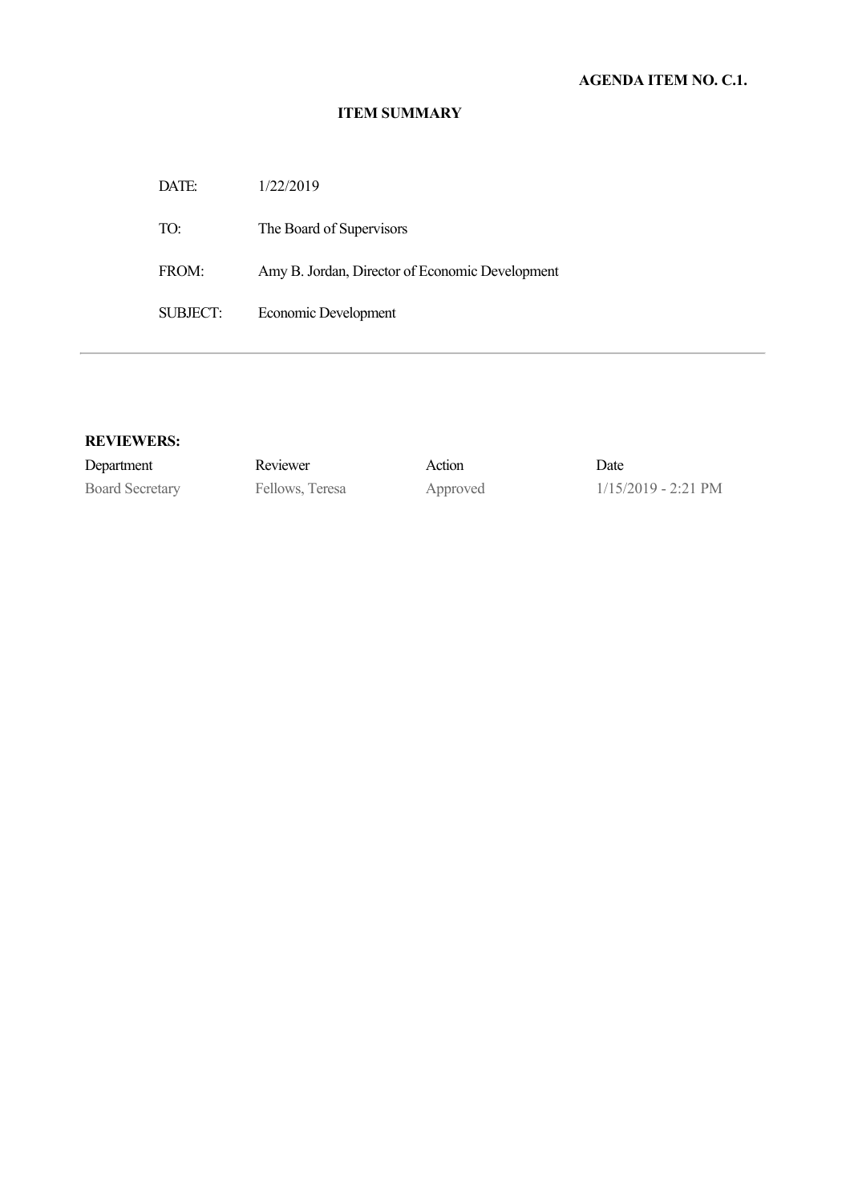**AGENDA ITEM NO. C.1.**

## ITEM SUMMARY

DATE: 1/22/2019

TO: The Board of Supervisors

FROM: Amy B. Jordan, Director of Economic Development

SUBJECT: Economic Development

---

**REVIEWERS:**

| Department | Reviewer | Action | Date |
|---|---|---|---|
| Board Secretary | Fellows, Teresa | Approved | 1/15/2019 - 2:21 PM |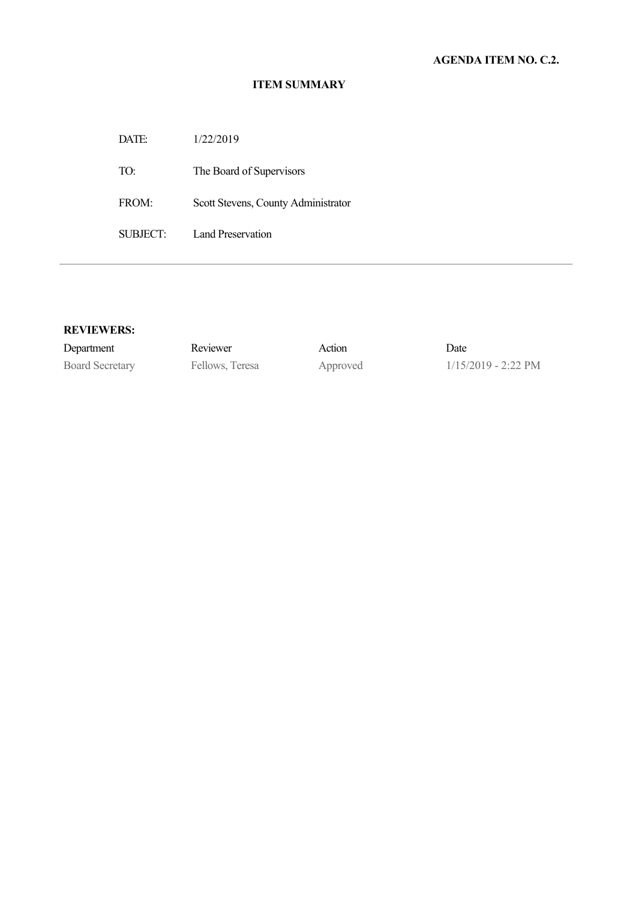**AGENDA ITEM NO. C.2.**

## ITEM SUMMARY

| | |
|---|---|
| DATE: | 1/22/2019 |
| TO: | The Board of Supervisors |
| FROM: | Scott Stevens, County Administrator |
| SUBJECT: | Land Preservation |

---

**REVIEWERS:**

| Department | Reviewer | Action | Date |
|---|---|---|---|
| Board Secretary | Fellows, Teresa | Approved | 1/15/2019 - 2:22 PM |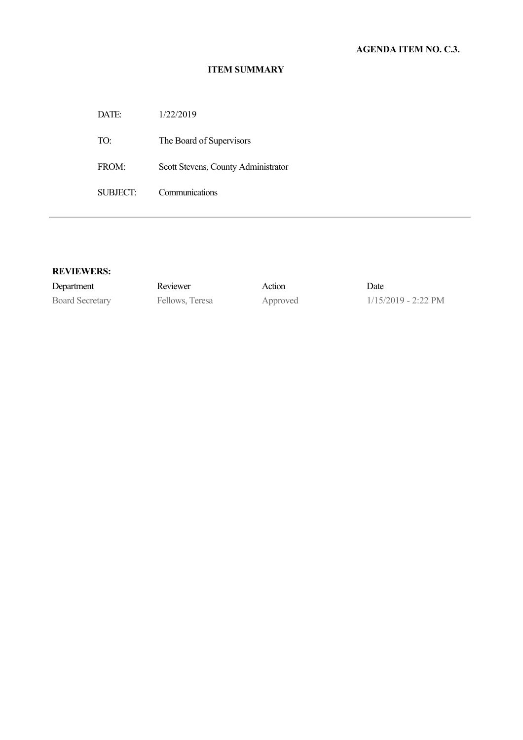**AGENDA ITEM NO. C.3.**

**ITEM SUMMARY**

| | |
|---|---|
| DATE: | 1/22/2019 |
| TO: | The Board of Supervisors |
| FROM: | Scott Stevens, County Administrator |
| SUBJECT: | Communications |

---

**REVIEWERS:**

| Department | Reviewer | Action | Date |
|---|---|---|---|
| Board Secretary | Fellows, Teresa | Approved | 1/15/2019 - 2:22 PM |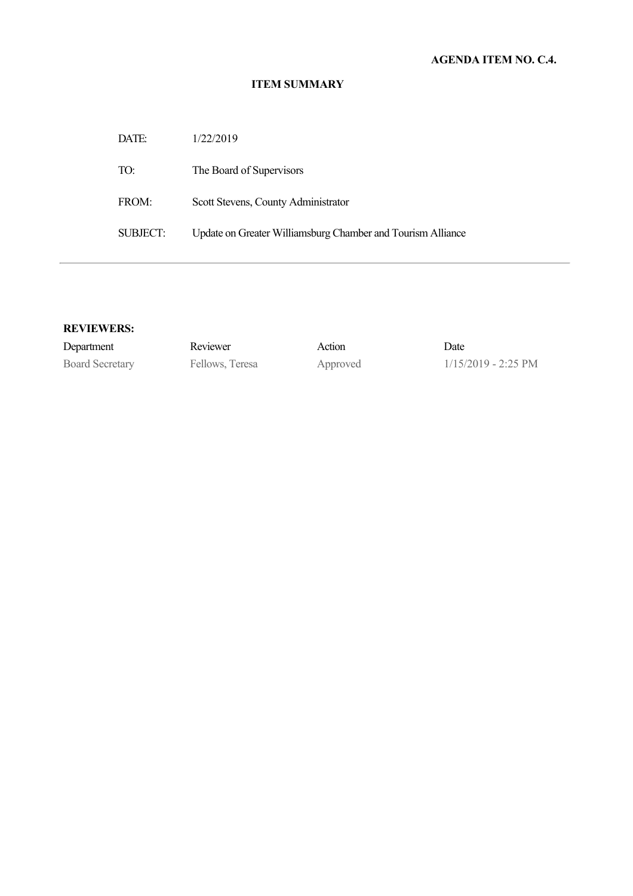**AGENDA ITEM NO. C.4.**

**ITEM SUMMARY**

| | |
|---|---|
| DATE: | 1/22/2019 |
| TO: | The Board of Supervisors |
| FROM: | Scott Stevens, County Administrator |
| SUBJECT: | Update on Greater Williamsburg Chamber and Tourism Alliance |

---

**REVIEWERS:**

| Department | Reviewer | Action | Date |
|---|---|---|---|
| Board Secretary | Fellows, Teresa | Approved | 1/15/2019 - 2:25 PM |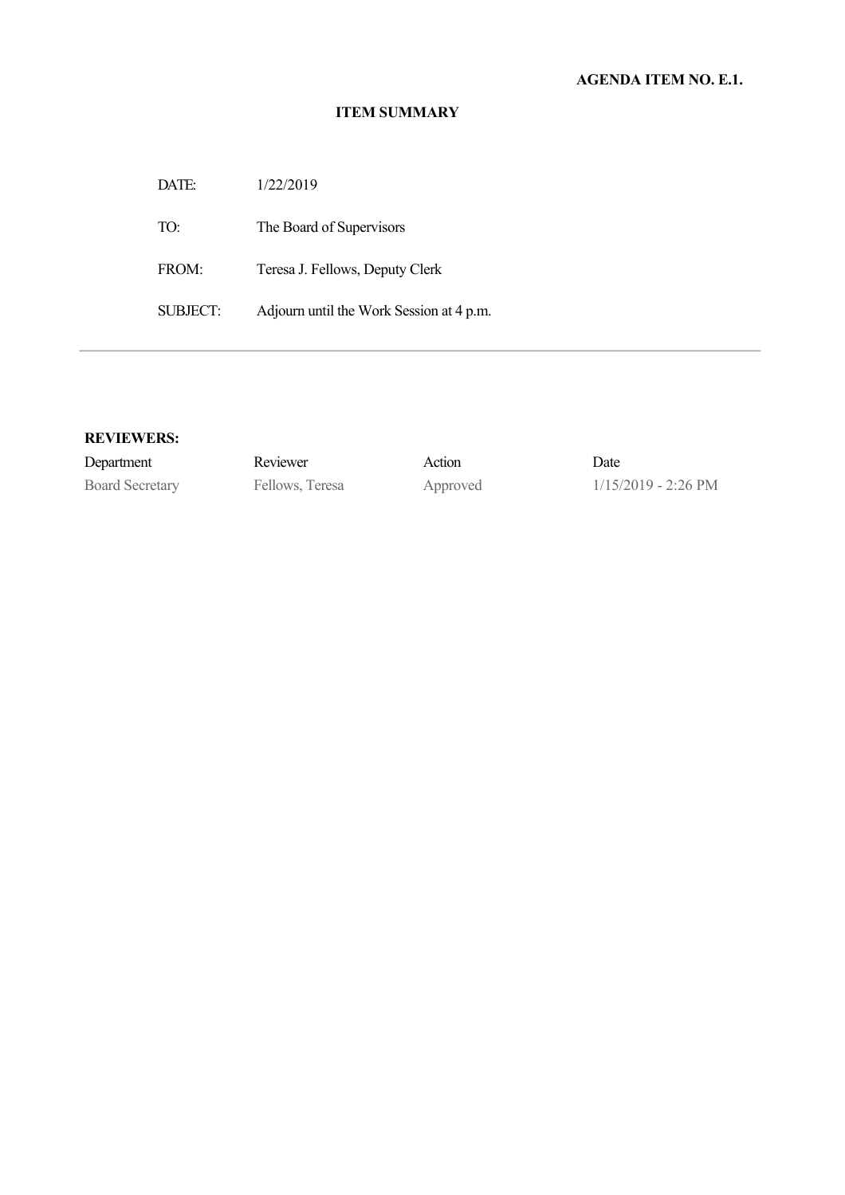**AGENDA ITEM NO. E.1.**

**ITEM SUMMARY**

| | |
|---|---|
| DATE: | 1/22/2019 |
| TO: | The Board of Supervisors |
| FROM: | Teresa J. Fellows, Deputy Clerk |
| SUBJECT: | Adjourn until the Work Session at 4 p.m. |

---

**REVIEWERS:**

| Department | Reviewer | Action | Date |
|---|---|---|---|
| Board Secretary | Fellows, Teresa | Approved | 1/15/2019 - 2:26 PM |